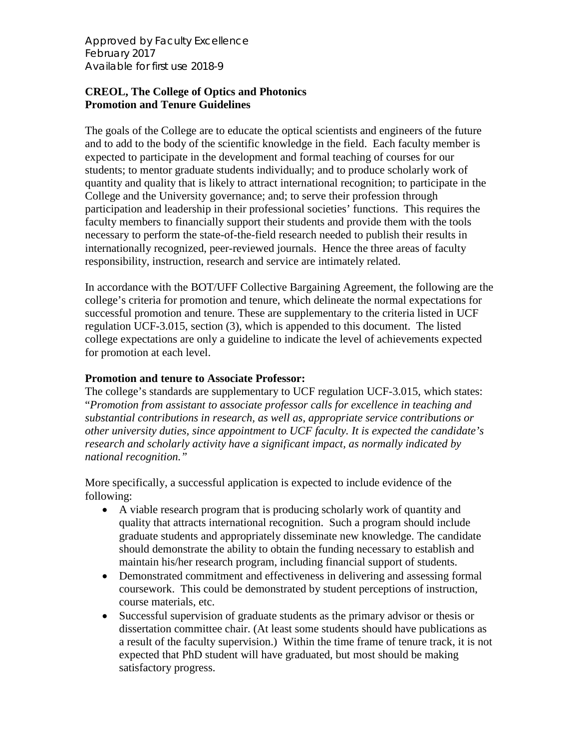Approved by Faculty Excellence
February 2017
Available for first use 2018-9

**CREOL, The College of Optics and Photonics**
**Promotion and Tenure Guidelines**

The goals of the College are to educate the optical scientists and engineers of the future and to add to the body of the scientific knowledge in the field. Each faculty member is expected to participate in the development and formal teaching of courses for our students; to mentor graduate students individually; and to produce scholarly work of quantity and quality that is likely to attract international recognition; to participate in the College and the University governance; and; to serve their profession through participation and leadership in their professional societies' functions. This requires the faculty members to financially support their students and provide them with the tools necessary to perform the state-of-the-field research needed to publish their results in internationally recognized, peer-reviewed journals. Hence the three areas of faculty responsibility, instruction, research and service are intimately related.

In accordance with the BOT/UFF Collective Bargaining Agreement, the following are the college's criteria for promotion and tenure, which delineate the normal expectations for successful promotion and tenure. These are supplementary to the criteria listed in UCF regulation UCF-3.015, section (3), which is appended to this document. The listed college expectations are only a guideline to indicate the level of achievements expected for promotion at each level.

**Promotion and tenure to Associate Professor:**
The college's standards are supplementary to UCF regulation UCF-3.015, which states: "*Promotion from assistant to associate professor calls for excellence in teaching and substantial contributions in research, as well as, appropriate service contributions or other university duties, since appointment to UCF faculty. It is expected the candidate's research and scholarly activity have a significant impact, as normally indicated by national recognition.*"

More specifically, a successful application is expected to include evidence of the following:

- A viable research program that is producing scholarly work of quantity and quality that attracts international recognition. Such a program should include graduate students and appropriately disseminate new knowledge. The candidate should demonstrate the ability to obtain the funding necessary to establish and maintain his/her research program, including financial support of students.
- Demonstrated commitment and effectiveness in delivering and assessing formal coursework. This could be demonstrated by student perceptions of instruction, course materials, etc.
- Successful supervision of graduate students as the primary advisor or thesis or dissertation committee chair. (At least some students should have publications as a result of the faculty supervision.) Within the time frame of tenure track, it is not expected that PhD student will have graduated, but most should be making satisfactory progress.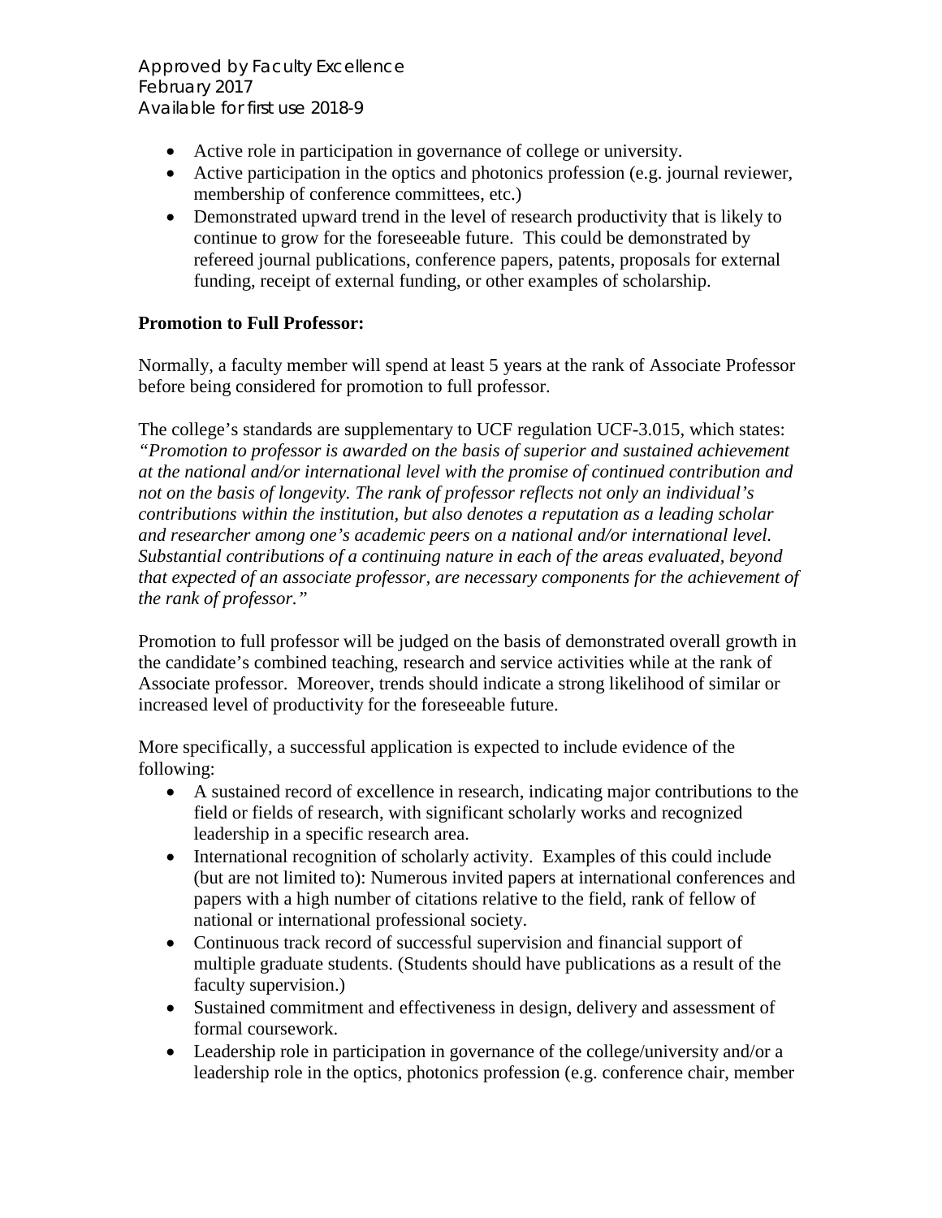- Active role in participation in governance of college or university.
- Active participation in the optics and photonics profession (e.g. journal reviewer, membership of conference committees, etc.)
- Demonstrated upward trend in the level of research productivity that is likely to continue to grow for the foreseeable future. This could be demonstrated by refereed journal publications, conference papers, patents, proposals for external funding, receipt of external funding, or other examples of scholarship.

**Promotion to Full Professor:**

Normally, a faculty member will spend at least 5 years at the rank of Associate Professor before being considered for promotion to full professor.

The college's standards are supplementary to UCF regulation UCF-3.015, which states: *"Promotion to professor is awarded on the basis of superior and sustained achievement at the national and/or international level with the promise of continued contribution and not on the basis of longevity. The rank of professor reflects not only an individual's contributions within the institution, but also denotes a reputation as a leading scholar and researcher among one's academic peers on a national and/or international level. Substantial contributions of a continuing nature in each of the areas evaluated, beyond that expected of an associate professor, are necessary components for the achievement of the rank of professor."*

Promotion to full professor will be judged on the basis of demonstrated overall growth in the candidate's combined teaching, research and service activities while at the rank of Associate professor. Moreover, trends should indicate a strong likelihood of similar or increased level of productivity for the foreseeable future.

More specifically, a successful application is expected to include evidence of the following:

- A sustained record of excellence in research, indicating major contributions to the field or fields of research, with significant scholarly works and recognized leadership in a specific research area.
- International recognition of scholarly activity. Examples of this could include (but are not limited to): Numerous invited papers at international conferences and papers with a high number of citations relative to the field, rank of fellow of national or international professional society.
- Continuous track record of successful supervision and financial support of multiple graduate students. (Students should have publications as a result of the faculty supervision.)
- Sustained commitment and effectiveness in design, delivery and assessment of formal coursework.
- Leadership role in participation in governance of the college/university and/or a leadership role in the optics, photonics profession (e.g. conference chair, member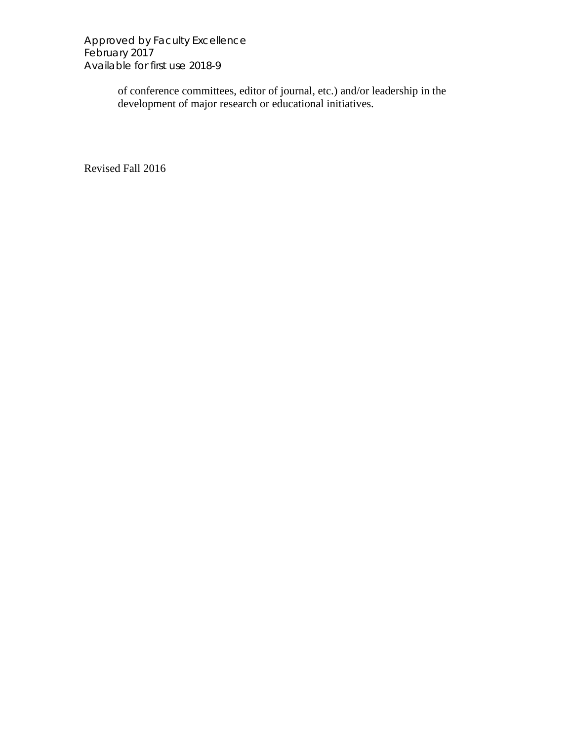of conference committees, editor of journal, etc.) and/or leadership in the development of major research or educational initiatives.

Revised Fall 2016